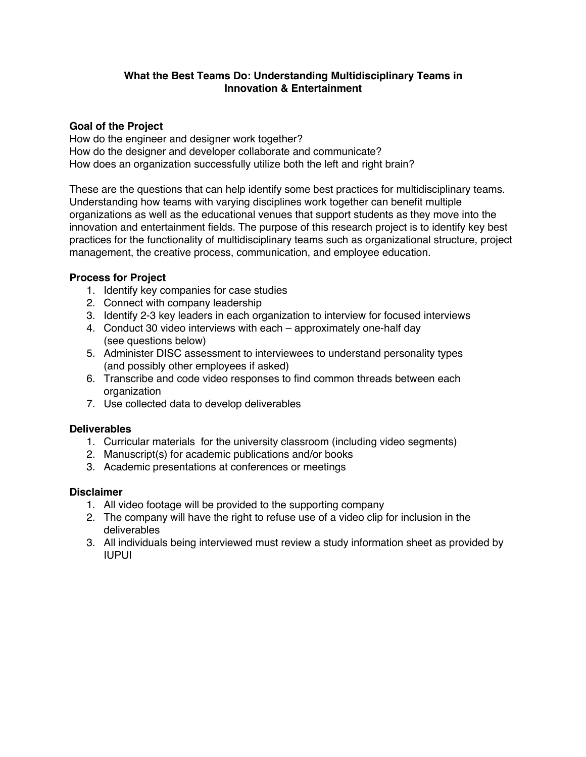# What the Best Teams Do: Understanding Multidisciplinary Teams in Innovation & Entertainment

## Goal of the Project

How do the engineer and designer work together?
How do the designer and developer collaborate and communicate?
How does an organization successfully utilize both the left and right brain?

These are the questions that can help identify some best practices for multidisciplinary teams. Understanding how teams with varying disciplines work together can benefit multiple organizations as well as the educational venues that support students as they move into the innovation and entertainment fields. The purpose of this research project is to identify key best practices for the functionality of multidisciplinary teams such as organizational structure, project management, the creative process, communication, and employee education.

## Process for Project

1. Identify key companies for case studies
2. Connect with company leadership
3. Identify 2-3 key leaders in each organization to interview for focused interviews
4. Conduct 30 video interviews with each – approximately one-half day
   (see questions below)
5. Administer DISC assessment to interviewees to understand personality types
   (and possibly other employees if asked)
6. Transcribe and code video responses to find common threads between each organization
7. Use collected data to develop deliverables

## Deliverables

1. Curricular materials for the university classroom (including video segments)
2. Manuscript(s) for academic publications and/or books
3. Academic presentations at conferences or meetings

## Disclaimer

1. All video footage will be provided to the supporting company
2. The company will have the right to refuse use of a video clip for inclusion in the deliverables
3. All individuals being interviewed must review a study information sheet as provided by IUPUI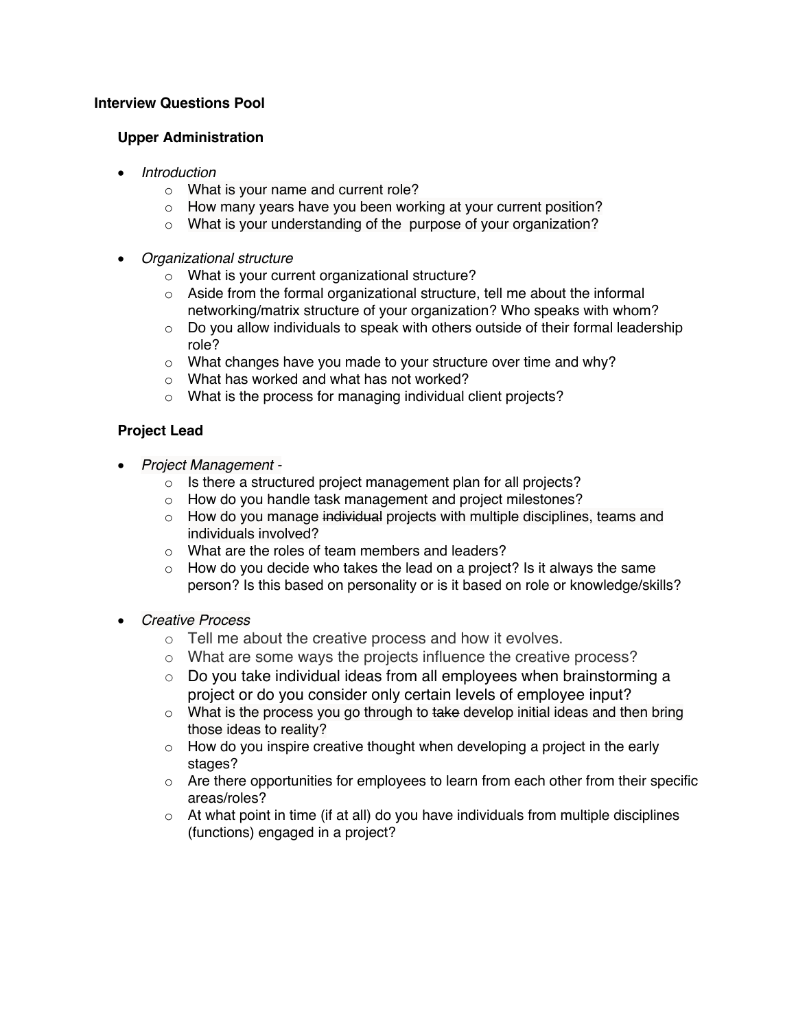**Interview Questions Pool**

**Upper Administration**

- *Introduction*
  - What is your name and current role?
  - How many years have you been working at your current position?
  - What is your understanding of the purpose of your organization?

- *Organizational structure*
  - What is your current organizational structure?
  - Aside from the formal organizational structure, tell me about the informal networking/matrix structure of your organization? Who speaks with whom?
  - Do you allow individuals to speak with others outside of their formal leadership role?
  - What changes have you made to your structure over time and why?
  - What has worked and what has not worked?
  - What is the process for managing individual client projects?

**Project Lead**

- *Project Management -*
  - Is there a structured project management plan for all projects?
  - How do you handle task management and project milestones?
  - How do you manage ~~individual~~ projects with multiple disciplines, teams and individuals involved?
  - What are the roles of team members and leaders?
  - How do you decide who takes the lead on a project? Is it always the same person? Is this based on personality or is it based on role or knowledge/skills?

- *Creative Process*
  - Tell me about the creative process and how it evolves.
  - What are some ways the projects influence the creative process?
  - Do you take individual ideas from all employees when brainstorming a project or do you consider only certain levels of employee input?
  - What is the process you go through to ~~take~~ develop initial ideas and then bring those ideas to reality?
  - How do you inspire creative thought when developing a project in the early stages?
  - Are there opportunities for employees to learn from each other from their specific areas/roles?
  - At what point in time (if at all) do you have individuals from multiple disciplines (functions) engaged in a project?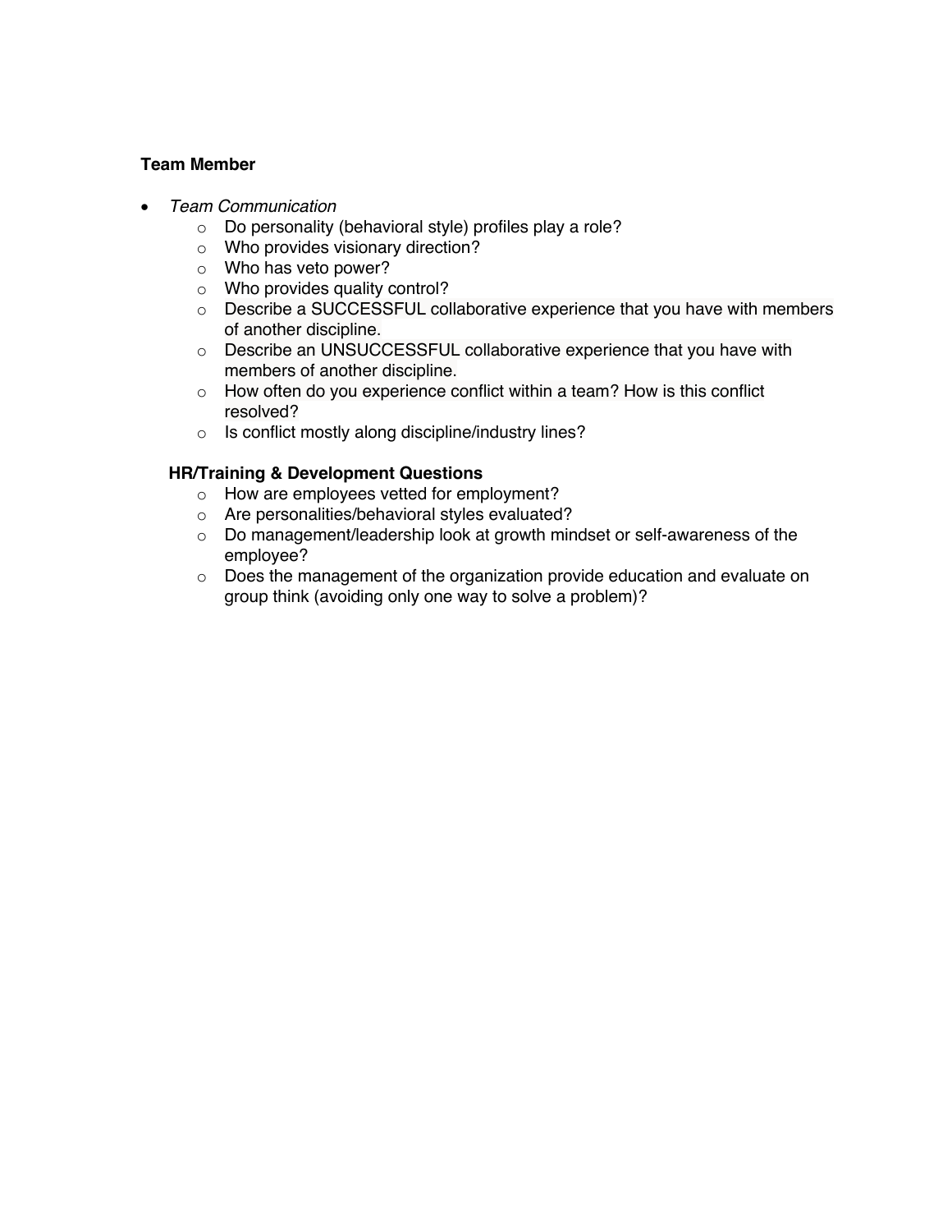**Team Member**

- *Team Communication*
    - Do personality (behavioral style) profiles play a role?
    - Who provides visionary direction?
    - Who has veto power?
    - Who provides quality control?
    - Describe a SUCCESSFUL collaborative experience that you have with members of another discipline.
    - Describe an UNSUCCESSFUL collaborative experience that you have with members of another discipline.
    - How often do you experience conflict within a team? How is this conflict resolved?
    - Is conflict mostly along discipline/industry lines?

**HR/Training & Development Questions**

- How are employees vetted for employment?
- Are personalities/behavioral styles evaluated?
- Do management/leadership look at growth mindset or self-awareness of the employee?
- Does the management of the organization provide education and evaluate on group think (avoiding only one way to solve a problem)?